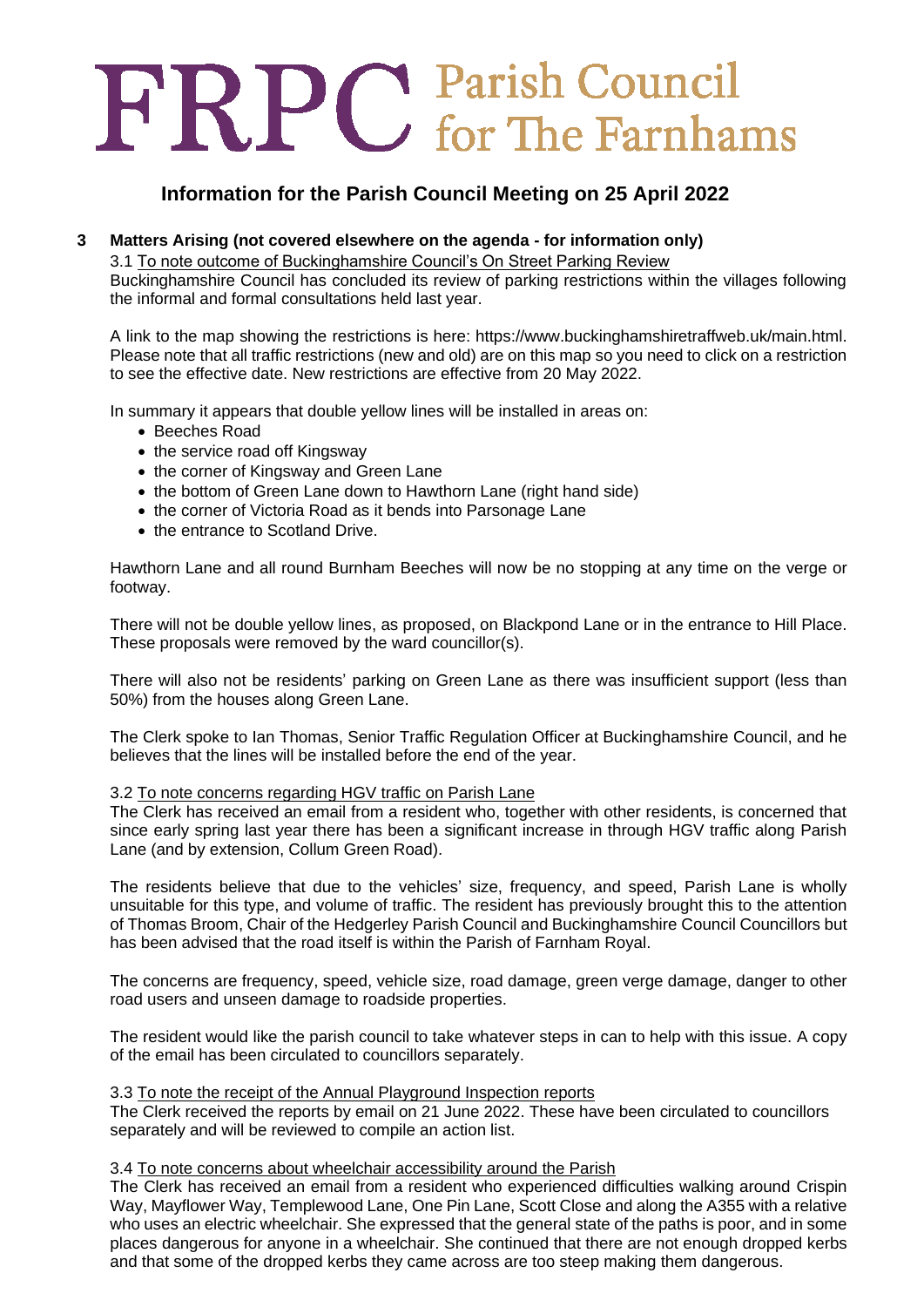# FRPC Parish Council for The Farnhams

## Information for the Parish Council Meeting on 25 April 2022

### 3 Matters Arising (not covered elsewhere on the agenda - for information only)

3.1 To note outcome of Buckinghamshire Council's On Street Parking Review

Buckinghamshire Council has concluded its review of parking restrictions within the villages following the informal and formal consultations held last year.

A link to the map showing the restrictions is here: https://www.buckinghamshiretraffweb.uk/main.html. Please note that all traffic restrictions (new and old) are on this map so you need to click on a restriction to see the effective date. New restrictions are effective from 20 May 2022.

In summary it appears that double yellow lines will be installed in areas on:

- Beeches Road
- the service road off Kingsway
- the corner of Kingsway and Green Lane
- the bottom of Green Lane down to Hawthorn Lane (right hand side)
- the corner of Victoria Road as it bends into Parsonage Lane
- the entrance to Scotland Drive.

Hawthorn Lane and all round Burnham Beeches will now be no stopping at any time on the verge or footway.

There will not be double yellow lines, as proposed, on Blackpond Lane or in the entrance to Hill Place. These proposals were removed by the ward councillor(s).

There will also not be residents' parking on Green Lane as there was insufficient support (less than 50%) from the houses along Green Lane.

The Clerk spoke to Ian Thomas, Senior Traffic Regulation Officer at Buckinghamshire Council, and he believes that the lines will be installed before the end of the year.

3.2 To note concerns regarding HGV traffic on Parish Lane

The Clerk has received an email from a resident who, together with other residents, is concerned that since early spring last year there has been a significant increase in through HGV traffic along Parish Lane (and by extension, Collum Green Road).

The residents believe that due to the vehicles' size, frequency, and speed, Parish Lane is wholly unsuitable for this type, and volume of traffic. The resident has previously brought this to the attention of Thomas Broom, Chair of the Hedgerley Parish Council and Buckinghamshire Council Councillors but has been advised that the road itself is within the Parish of Farnham Royal.

The concerns are frequency, speed, vehicle size, road damage, green verge damage, danger to other road users and unseen damage to roadside properties.

The resident would like the parish council to take whatever steps in can to help with this issue. A copy of the email has been circulated to councillors separately.

3.3 To note the receipt of the Annual Playground Inspection reports

The Clerk received the reports by email on 21 June 2022. These have been circulated to councillors separately and will be reviewed to compile an action list.

3.4 To note concerns about wheelchair accessibility around the Parish

The Clerk has received an email from a resident who experienced difficulties walking around Crispin Way, Mayflower Way, Templewood Lane, One Pin Lane, Scott Close and along the A355 with a relative who uses an electric wheelchair. She expressed that the general state of the paths is poor, and in some places dangerous for anyone in a wheelchair. She continued that there are not enough dropped kerbs and that some of the dropped kerbs they came across are too steep making them dangerous.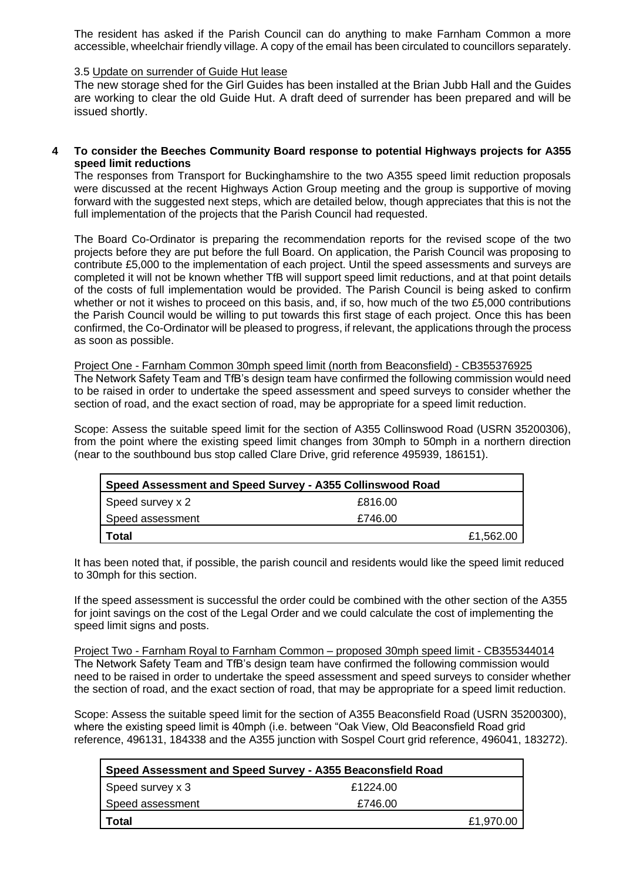The resident has asked if the Parish Council can do anything to make Farnham Common a more accessible, wheelchair friendly village. A copy of the email has been circulated to councillors separately.

3.5 Update on surrender of Guide Hut lease

The new storage shed for the Girl Guides has been installed at the Brian Jubb Hall and the Guides are working to clear the old Guide Hut. A draft deed of surrender has been prepared and will be issued shortly.

**4 To consider the Beeches Community Board response to potential Highways projects for A355 speed limit reductions**

The responses from Transport for Buckinghamshire to the two A355 speed limit reduction proposals were discussed at the recent Highways Action Group meeting and the group is supportive of moving forward with the suggested next steps, which are detailed below, though appreciates that this is not the full implementation of the projects that the Parish Council had requested.

The Board Co-Ordinator is preparing the recommendation reports for the revised scope of the two projects before they are put before the full Board. On application, the Parish Council was proposing to contribute £5,000 to the implementation of each project. Until the speed assessments and surveys are completed it will not be known whether TfB will support speed limit reductions, and at that point details of the costs of full implementation would be provided. The Parish Council is being asked to confirm whether or not it wishes to proceed on this basis, and, if so, how much of the two £5,000 contributions the Parish Council would be willing to put towards this first stage of each project. Once this has been confirmed, the Co-Ordinator will be pleased to progress, if relevant, the applications through the process as soon as possible.

Project One - Farnham Common 30mph speed limit (north from Beaconsfield) - CB355376925

The Network Safety Team and TfB's design team have confirmed the following commission would need to be raised in order to undertake the speed assessment and speed surveys to consider whether the section of road, and the exact section of road, may be appropriate for a speed limit reduction.

Scope: Assess the suitable speed limit for the section of A355 Collinswood Road (USRN 35200306), from the point where the existing speed limit changes from 30mph to 50mph in a northern direction (near to the southbound bus stop called Clare Drive, grid reference 495939, 186151).

| Speed Assessment and Speed Survey - A355 Collinswood Road | | |
|---|---|---|
| Speed survey x 2 | £816.00 | |
| Speed assessment | £746.00 | |
| **Total** | | £1,562.00 |

It has been noted that, if possible, the parish council and residents would like the speed limit reduced to 30mph for this section.

If the speed assessment is successful the order could be combined with the other section of the A355 for joint savings on the cost of the Legal Order and we could calculate the cost of implementing the speed limit signs and posts.

Project Two - Farnham Royal to Farnham Common – proposed 30mph speed limit - CB355344014

The Network Safety Team and TfB's design team have confirmed the following commission would need to be raised in order to undertake the speed assessment and speed surveys to consider whether the section of road, and the exact section of road, that may be appropriate for a speed limit reduction.

Scope: Assess the suitable speed limit for the section of A355 Beaconsfield Road (USRN 35200300), where the existing speed limit is 40mph (i.e. between "Oak View, Old Beaconsfield Road grid reference, 496131, 184338 and the A355 junction with Sospel Court grid reference, 496041, 183272).

| Speed Assessment and Speed Survey - A355 Beaconsfield Road | | |
|---|---|---|
| Speed survey x 3 | £1224.00 | |
| Speed assessment | £746.00 | |
| **Total** | | £1,970.00 |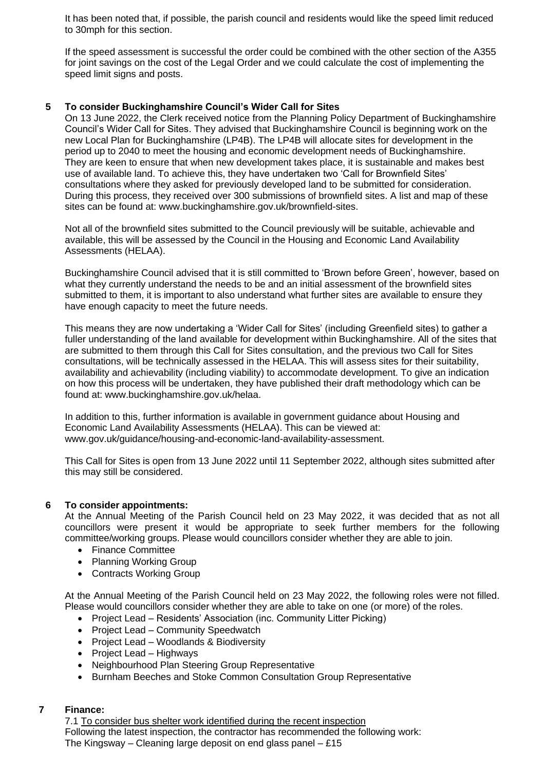It has been noted that, if possible, the parish council and residents would like the speed limit reduced to 30mph for this section.

If the speed assessment is successful the order could be combined with the other section of the A355 for joint savings on the cost of the Legal Order and we could calculate the cost of implementing the speed limit signs and posts.

## 5 To consider Buckinghamshire Council's Wider Call for Sites

On 13 June 2022, the Clerk received notice from the Planning Policy Department of Buckinghamshire Council's Wider Call for Sites. They advised that Buckinghamshire Council is beginning work on the new Local Plan for Buckinghamshire (LP4B). The LP4B will allocate sites for development in the period up to 2040 to meet the housing and economic development needs of Buckinghamshire. They are keen to ensure that when new development takes place, it is sustainable and makes best use of available land. To achieve this, they have undertaken two 'Call for Brownfield Sites' consultations where they asked for previously developed land to be submitted for consideration. During this process, they received over 300 submissions of brownfield sites. A list and map of these sites can be found at: www.buckinghamshire.gov.uk/brownfield-sites.

Not all of the brownfield sites submitted to the Council previously will be suitable, achievable and available, this will be assessed by the Council in the Housing and Economic Land Availability Assessments (HELAA).

Buckinghamshire Council advised that it is still committed to 'Brown before Green', however, based on what they currently understand the needs to be and an initial assessment of the brownfield sites submitted to them, it is important to also understand what further sites are available to ensure they have enough capacity to meet the future needs.

This means they are now undertaking a 'Wider Call for Sites' (including Greenfield sites) to gather a fuller understanding of the land available for development within Buckinghamshire. All of the sites that are submitted to them through this Call for Sites consultation, and the previous two Call for Sites consultations, will be technically assessed in the HELAA. This will assess sites for their suitability, availability and achievability (including viability) to accommodate development. To give an indication on how this process will be undertaken, they have published their draft methodology which can be found at: www.buckinghamshire.gov.uk/helaa.

In addition to this, further information is available in government guidance about Housing and Economic Land Availability Assessments (HELAA). This can be viewed at: www.gov.uk/guidance/housing-and-economic-land-availability-assessment.

This Call for Sites is open from 13 June 2022 until 11 September 2022, although sites submitted after this may still be considered.

## 6 To consider appointments:

At the Annual Meeting of the Parish Council held on 23 May 2022, it was decided that as not all councillors were present it would be appropriate to seek further members for the following committee/working groups. Please would councillors consider whether they are able to join.

- Finance Committee
- Planning Working Group
- Contracts Working Group

At the Annual Meeting of the Parish Council held on 23 May 2022, the following roles were not filled. Please would councillors consider whether they are able to take on one (or more) of the roles.

- Project Lead – Residents' Association (inc. Community Litter Picking)
- Project Lead – Community Speedwatch
- Project Lead – Woodlands & Biodiversity
- Project Lead – Highways
- Neighbourhood Plan Steering Group Representative
- Burnham Beeches and Stoke Common Consultation Group Representative

## 7 Finance:

7.1 To consider bus shelter work identified during the recent inspection

Following the latest inspection, the contractor has recommended the following work:

The Kingsway – Cleaning large deposit on end glass panel – £15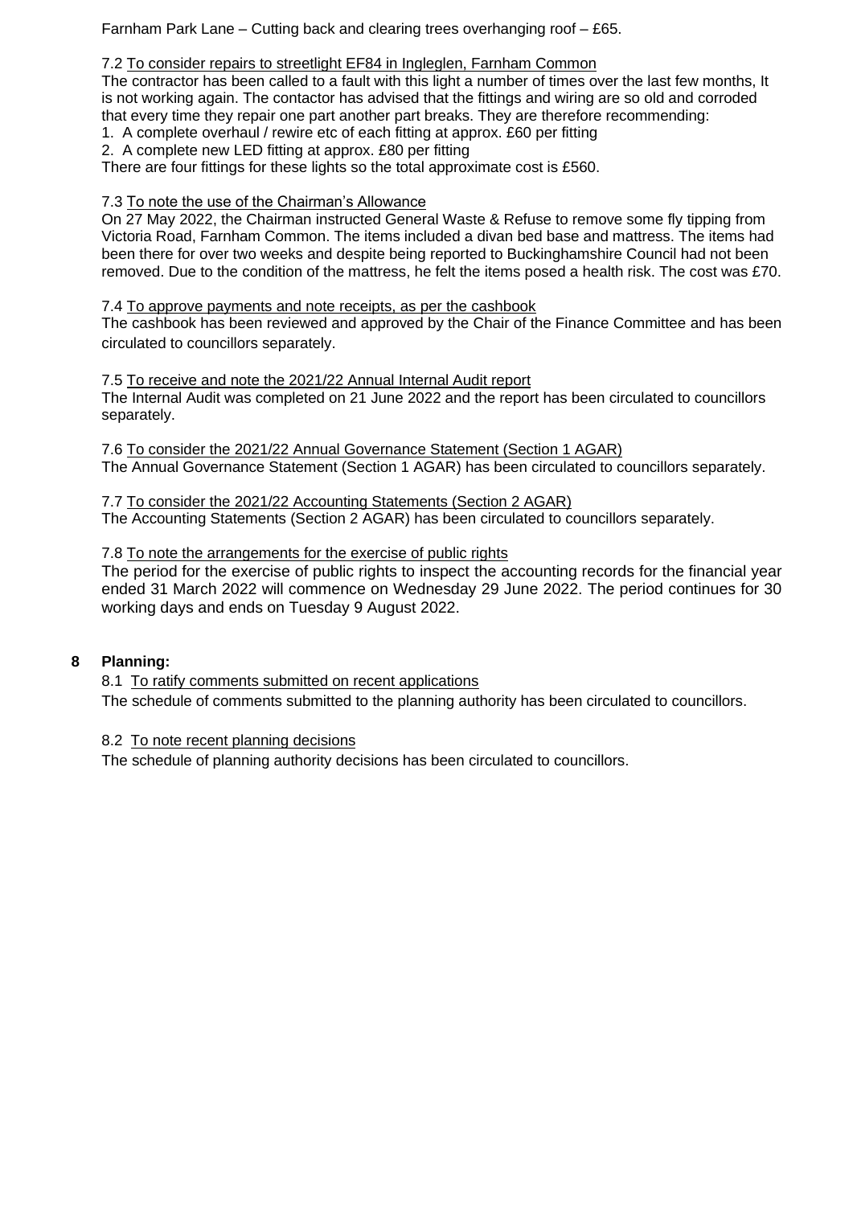Farnham Park Lane – Cutting back and clearing trees overhanging roof – £65.

7.2 <u>To consider repairs to streetlight EF84 in Ingleglen, Farnham Common</u>

The contractor has been called to a fault with this light a number of times over the last few months, It is not working again. The contactor has advised that the fittings and wiring are so old and corroded that every time they repair one part another part breaks. They are therefore recommending:

1. A complete overhaul / rewire etc of each fitting at approx. £60 per fitting
2. A complete new LED fitting at approx. £80 per fitting

There are four fittings for these lights so the total approximate cost is £560.

7.3 <u>To note the use of the Chairman's Allowance</u>

On 27 May 2022, the Chairman instructed General Waste & Refuse to remove some fly tipping from Victoria Road, Farnham Common. The items included a divan bed base and mattress. The items had been there for over two weeks and despite being reported to Buckinghamshire Council had not been removed. Due to the condition of the mattress, he felt the items posed a health risk. The cost was £70.

7.4 <u>To approve payments and note receipts, as per the cashbook</u>

The cashbook has been reviewed and approved by the Chair of the Finance Committee and has been circulated to councillors separately.

7.5 <u>To receive and note the 2021/22 Annual Internal Audit report</u>

The Internal Audit was completed on 21 June 2022 and the report has been circulated to councillors separately.

7.6 <u>To consider the 2021/22 Annual Governance Statement (Section 1 AGAR)</u>

The Annual Governance Statement (Section 1 AGAR) has been circulated to councillors separately.

7.7 <u>To consider the 2021/22 Accounting Statements (Section 2 AGAR)</u>

The Accounting Statements (Section 2 AGAR) has been circulated to councillors separately.

7.8 <u>To note the arrangements for the exercise of public rights</u>

The period for the exercise of public rights to inspect the accounting records for the financial year ended 31 March 2022 will commence on Wednesday 29 June 2022. The period continues for 30 working days and ends on Tuesday 9 August 2022.

## 8 Planning:

8.1 <u>To ratify comments submitted on recent applications</u>

The schedule of comments submitted to the planning authority has been circulated to councillors.

8.2 <u>To note recent planning decisions</u>

The schedule of planning authority decisions has been circulated to councillors.